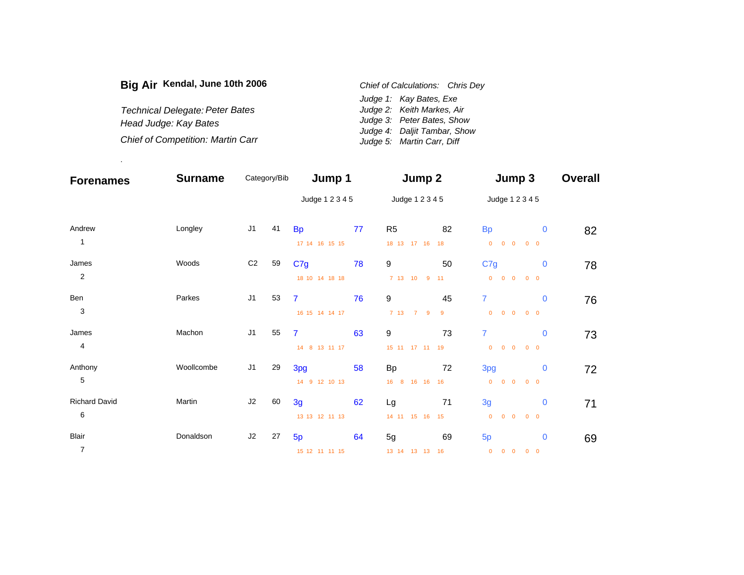**Big Air** **Kendal, June 10th 2006**

*Technical Delegate: Peter Bates*
*Head Judge: Kay Bates*

*Chief of Competition: Martin Carr*

*Chief of Calculations: Chris Dey*
*Judge 1: Kay Bates, Exe*
*Judge 2: Keith Markes, Air*
*Judge 3: Peter Bates, Show*
*Judge 4: Daljit Tambar, Show*
*Judge 5: Martin Carr, Diff*

.

| Forenames | Surname | Category/Bib | | Jump 1 | | Jump 2 | | Jump 3 | | Overall |
|---|---|---|---|---|---|---|---|---|---|---|
| | | | | Judge 1 2 3 4 5 | | Judge 1 2 3 4 5 | | Judge 1 2 3 4 5 | | |
| Andrew | Longley | J1 | 41 | Bp | 77 | R5 | 82 | Bp | 0 | 82 |
| 1 | | | | 17 14 16 15 15 | | 18 13 17 16 18 | | 0 0 0 0 0 | | |
| James | Woods | C2 | 59 | C7g | 78 | 9 | 50 | C7g | 0 | 78 |
| 2 | | | | 18 10 14 18 18 | | 7 13 10 9 11 | | 0 0 0 0 0 | | |
| Ben | Parkes | J1 | 53 | 7 | 76 | 9 | 45 | 7 | 0 | 76 |
| 3 | | | | 16 15 14 14 17 | | 7 13 7 9 9 | | 0 0 0 0 0 | | |
| James | Machon | J1 | 55 | 7 | 63 | 9 | 73 | 7 | 0 | 73 |
| 4 | | | | 14 8 13 11 17 | | 15 11 17 11 19 | | 0 0 0 0 0 | | |
| Anthony | Woollcombe | J1 | 29 | 3pg | 58 | Bp | 72 | 3pg | 0 | 72 |
| 5 | | | | 14 9 12 10 13 | | 16 8 16 16 16 | | 0 0 0 0 0 | | |
| Richard David | Martin | J2 | 60 | 3g | 62 | Lg | 71 | 3g | 0 | 71 |
| 6 | | | | 13 13 12 11 13 | | 14 11 15 16 15 | | 0 0 0 0 0 | | |
| Blair | Donaldson | J2 | 27 | 5p | 64 | 5g | 69 | 5p | 0 | 69 |
| 7 | | | | 15 12 11 11 15 | | 13 14 13 13 16 | | 0 0 0 0 0 | | |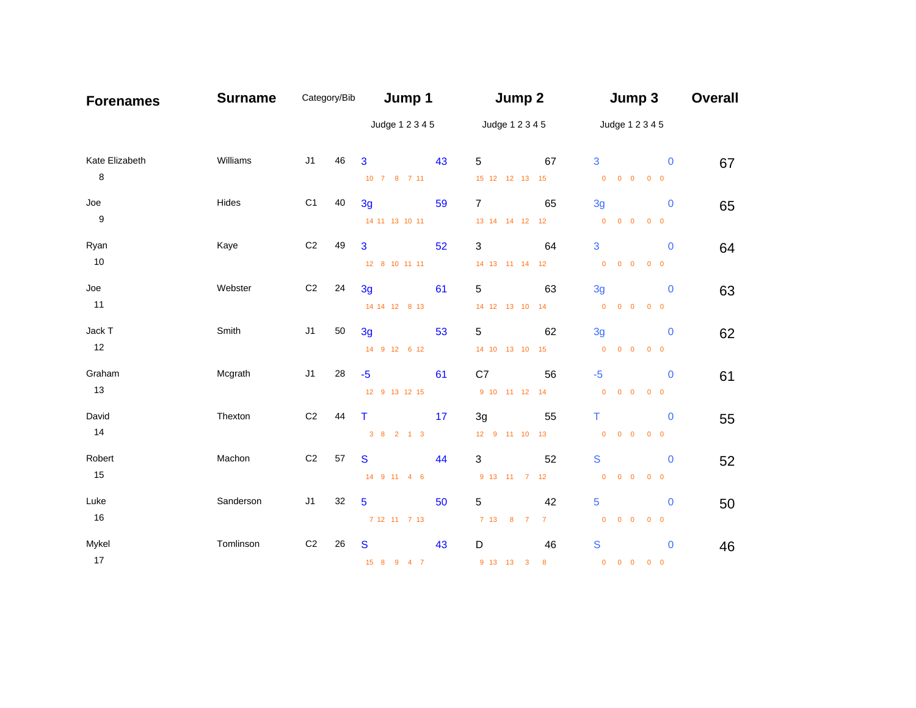| Forenames | Surname | Category/Bib | | Jump 1 | | Jump 2 | | Jump 3 | | Overall |
|---|---|---|---|---|---|---|---|---|---|---|
| | | | | Judge 1 2 3 4 5 | | Judge 1 2 3 4 5 | | Judge 1 2 3 4 5 | | |
| Kate Elizabeth | Williams | J1 | 46 | 3 | 43 | 5 | 67 | 3 | 0 | 67 |
| 8 | | | | 10 7 8 7 11 | | 15 12 12 13 15 | | 0 0 0 0 0 | | |
| Joe | Hides | C1 | 40 | 3g | 59 | 7 | 65 | 3g | 0 | 65 |
| 9 | | | | 14 11 13 10 11 | | 13 14 14 12 12 | | 0 0 0 0 0 | | |
| Ryan | Kaye | C2 | 49 | 3 | 52 | 3 | 64 | 3 | 0 | 64 |
| 10 | | | | 12 8 10 11 11 | | 14 13 11 14 12 | | 0 0 0 0 0 | | |
| Joe | Webster | C2 | 24 | 3g | 61 | 5 | 63 | 3g | 0 | 63 |
| 11 | | | | 14 14 12 8 13 | | 14 12 13 10 14 | | 0 0 0 0 0 | | |
| Jack T | Smith | J1 | 50 | 3g | 53 | 5 | 62 | 3g | 0 | 62 |
| 12 | | | | 14 9 12 6 12 | | 14 10 13 10 15 | | 0 0 0 0 0 | | |
| Graham | Mcgrath | J1 | 28 | -5 | 61 | C7 | 56 | -5 | 0 | 61 |
| 13 | | | | 12 9 13 12 15 | | 9 10 11 12 14 | | 0 0 0 0 0 | | |
| David | Thexton | C2 | 44 | T | 17 | 3g | 55 | T | 0 | 55 |
| 14 | | | | 3 8 2 1 3 | | 12 9 11 10 13 | | 0 0 0 0 0 | | |
| Robert | Machon | C2 | 57 | S | 44 | 3 | 52 | S | 0 | 52 |
| 15 | | | | 14 9 11 4 6 | | 9 13 11 7 12 | | 0 0 0 0 0 | | |
| Luke | Sanderson | J1 | 32 | 5 | 50 | 5 | 42 | 5 | 0 | 50 |
| 16 | | | | 7 12 11 7 13 | | 7 13 8 7 7 | | 0 0 0 0 0 | | |
| Mykel | Tomlinson | C2 | 26 | S | 43 | D | 46 | S | 0 | 46 |
| 17 | | | | 15 8 9 4 7 | | 9 13 13 3 8 | | 0 0 0 0 0 | | |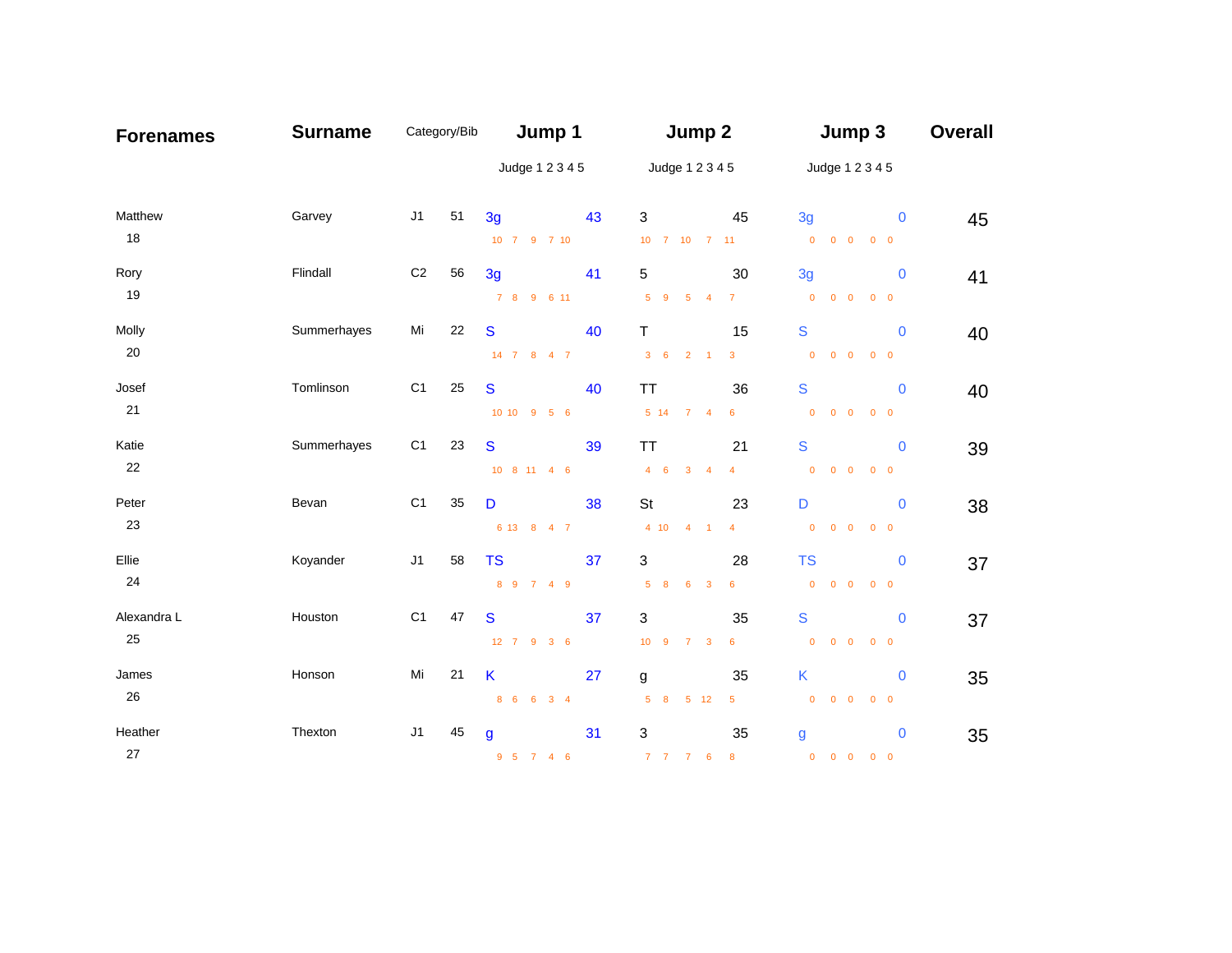| Forenames | Surname | Category/Bib | | Jump 1 Judge 1 2 3 4 5 | | Jump 2 Judge 1 2 3 4 5 | | Jump 3 Judge 1 2 3 4 5 | | Overall |
|---|---|---|---|---|---|---|---|---|---|---|
| Matthew 18 | Garvey | J1 | 51 | 3g 10 7 9 7 10 | 43 | 3 10 7 10 7 11 | 45 | 3g 0 0 0 0 0 | 0 | 45 |
| Rory 19 | Flindall | C2 | 56 | 3g 7 8 9 6 11 | 41 | 5 5 9 5 4 7 | 30 | 3g 0 0 0 0 0 | 0 | 41 |
| Molly 20 | Summerhayes | Mi | 22 | S 14 7 8 4 7 | 40 | T 3 6 2 1 3 | 15 | S 0 0 0 0 0 | 0 | 40 |
| Josef 21 | Tomlinson | C1 | 25 | S 10 10 9 5 6 | 40 | TT 5 14 7 4 6 | 36 | S 0 0 0 0 0 | 0 | 40 |
| Katie 22 | Summerhayes | C1 | 23 | S 10 8 11 4 6 | 39 | TT 4 6 3 4 4 | 21 | S 0 0 0 0 0 | 0 | 39 |
| Peter 23 | Bevan | C1 | 35 | D 6 13 8 4 7 | 38 | St 4 10 4 1 4 | 23 | D 0 0 0 0 0 | 0 | 38 |
| Ellie 24 | Koyander | J1 | 58 | TS 8 9 7 4 9 | 37 | 3 5 8 6 3 6 | 28 | TS 0 0 0 0 0 | 0 | 37 |
| Alexandra L 25 | Houston | C1 | 47 | S 12 7 9 3 6 | 37 | 3 10 9 7 3 6 | 35 | S 0 0 0 0 0 | 0 | 37 |
| James 26 | Honson | Mi | 21 | K 8 6 6 3 4 | 27 | g 5 8 5 12 5 | 35 | K 0 0 0 0 0 | 0 | 35 |
| Heather 27 | Thexton | J1 | 45 | g 9 5 7 4 6 | 31 | 3 7 7 7 6 8 | 35 | g 0 0 0 0 0 | 0 | 35 |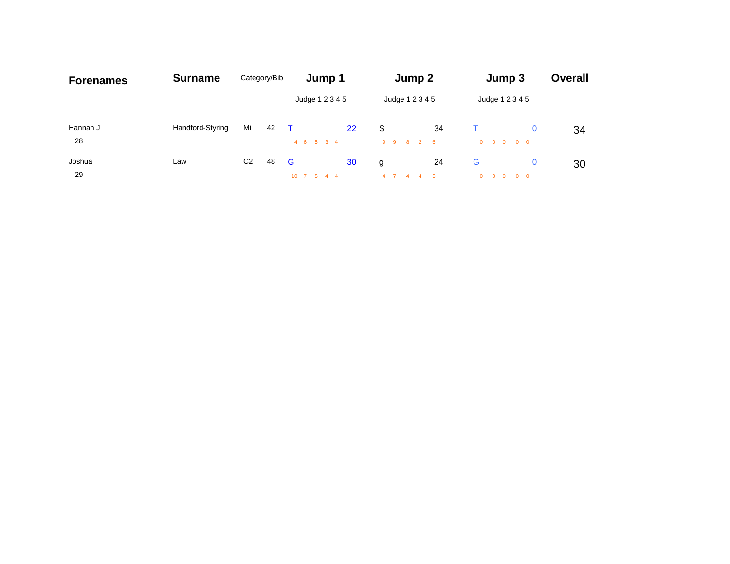| Forenames | Surname | Category/Bib | | Jump 1<br>Judge 1 2 3 4 5 | | Jump 2<br>Judge 1 2 3 4 5 | | Jump 3<br>Judge 1 2 3 4 5 | | Overall |
|---|---|---|---|---|---|---|---|---|---|---|
| Hannah J<br>28 | Handford-Styring | Mi | 42 | T<br>4 6 5 3 4 | 22 | S<br>9 9 8 2 6 | 34 | T<br>0 0 0 0 0 | 0 | 34 |
| Joshua<br>29 | Law | C2 | 48 | G<br>10 7 5 4 4 | 30 | g<br>4 7 4 4 5 | 24 | G<br>0 0 0 0 0 | 0 | 30 |